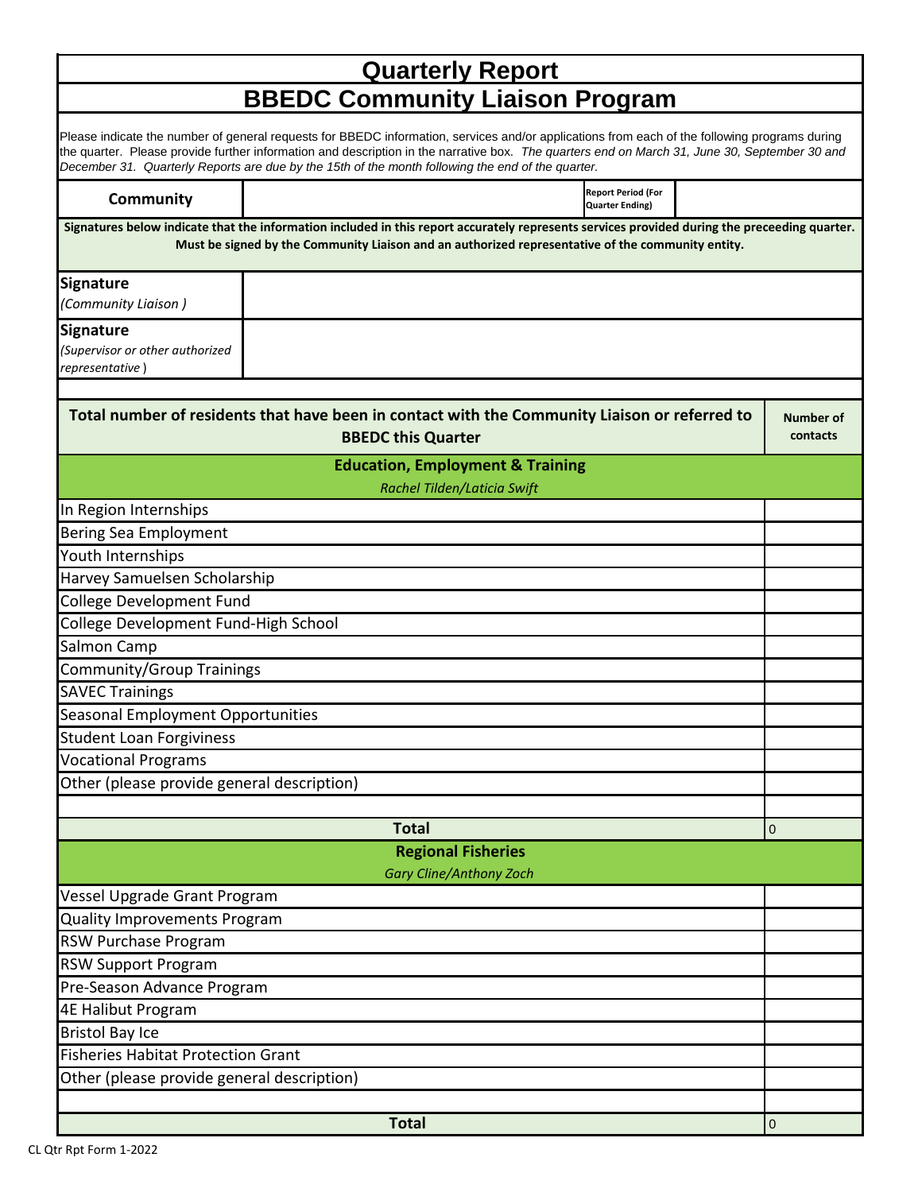# Quarterly Report

# BBEDC Community Liaison Program

Please indicate the number of general requests for BBEDC information, services and/or applications from each of the following programs during the quarter. Please provide further information and description in the narrative box. *The quarters end on March 31, June 30, September 30 and December 31. Quarterly Reports are due by the 15th of the month following the end of the quarter.*

| **Community** | | **Report Period (For Quarter Ending)** | |
|---|---|---|---|

**Signatures below indicate that the information included in this report accurately represents services provided during the preceeding quarter. Must be signed by the Community Liaison and an authorized representative of the community entity.**

| | |
|---|---|
| **Signature** *(Community Liaison )* | |
| **Signature** *(Supervisor or other authorized representative* ) | |

| **Total number of residents that have been in contact with the Community Liaison or referred to BBEDC this Quarter** | **Number of contacts** |
|---|---|
| **Education, Employment & Training** *Rachel Tilden/Laticia Swift* | |
| In Region Internships | |
| Bering Sea Employment | |
| Youth Internships | |
| Harvey Samuelsen Scholarship | |
| College Development Fund | |
| College Development Fund-High School | |
| Salmon Camp | |
| Community/Group Trainings | |
| SAVEC Trainings | |
| Seasonal Employment Opportunities | |
| Student Loan Forgiviness | |
| Vocational Programs | |
| Other (please provide general description) | |
| | |
| **Total** | 0 |
| **Regional Fisheries** *Gary Cline/Anthony Zoch* | |
| Vessel Upgrade Grant Program | |
| Quality Improvements Program | |
| RSW Purchase Program | |
| RSW Support Program | |
| Pre-Season Advance Program | |
| 4E Halibut Program | |
| Bristol Bay Ice | |
| Fisheries Habitat Protection Grant | |
| Other (please provide general description) | |
| | |
| **Total** | 0 |

CL Qtr Rpt Form 1-2022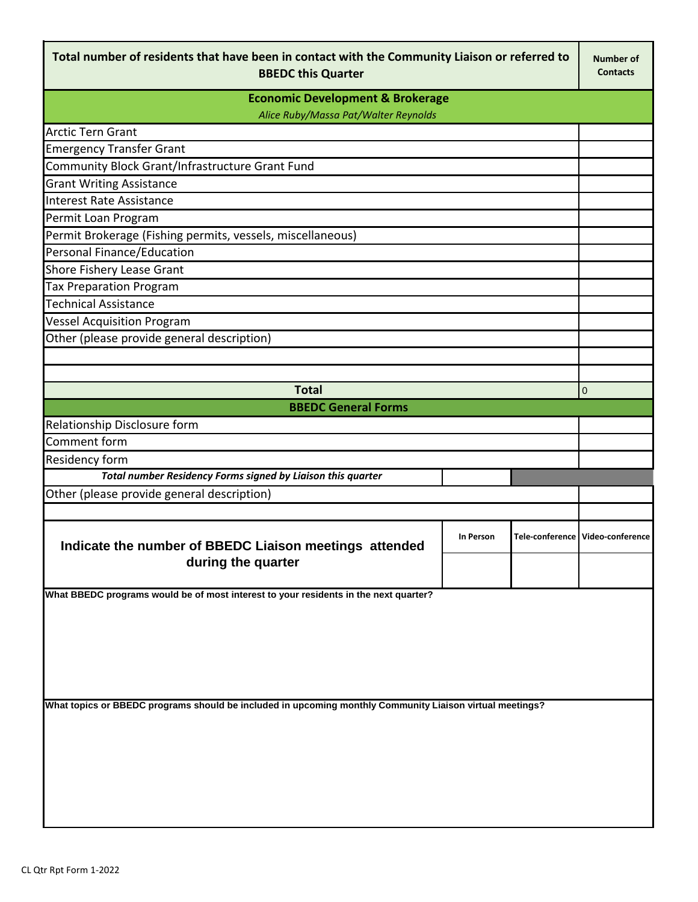| Total number of residents that have been in contact with the Community Liaison or referred to BBEDC this Quarter | | | Number of Contacts |
|---|---|---|---|
| **Economic Development & Brokerage** *Alice Ruby/Massa Pat/Walter Reynolds* | | | |
| Arctic Tern Grant | | | |
| Emergency Transfer Grant | | | |
| Community Block Grant/Infrastructure Grant Fund | | | |
| Grant Writing Assistance | | | |
| Interest Rate Assistance | | | |
| Permit Loan Program | | | |
| Permit Brokerage (Fishing permits, vessels, miscellaneous) | | | |
| Personal Finance/Education | | | |
| Shore Fishery Lease Grant | | | |
| Tax Preparation Program | | | |
| Technical Assistance | | | |
| Vessel Acquisition Program | | | |
| Other (please provide general description) | | | |
| | | | |
| | | | |
| **Total** | | | 0 |
| **BBEDC General Forms** | | | |
| Relationship Disclosure form | | | |
| Comment form | | | |
| Residency form | | | |
| ***Total number Residency Forms signed by Liaison this quarter*** | | | |
| Other (please provide general description) | | | |
| | | | |
| **Indicate the number of BBEDC Liaison meetings attended during the quarter** | In Person | Tele-conference | Video-conference |
| | | | |

**What BBEDC programs would be of most interest to your residents in the next quarter?**

**What topics or BBEDC programs should be included in upcoming monthly Community Liaison virtual meetings?**

CL Qtr Rpt Form 1-2022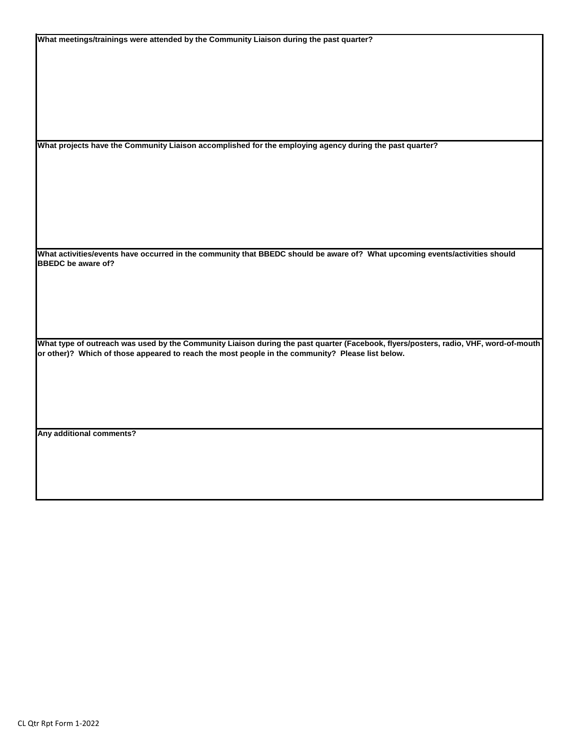**What meetings/trainings were attended by the Community Liaison during the past quarter?**

**What projects have the Community Liaison accomplished for the employing agency during the past quarter?**

**What activities/events have occurred in the community that BBEDC should be aware of? What upcoming events/activities should BBEDC be aware of?**

**What type of outreach was used by the Community Liaison during the past quarter (Facebook, flyers/posters, radio, VHF, word-of-mouth or other)? Which of those appeared to reach the most people in the community? Please list below.**

**Any additional comments?**

CL Qtr Rpt Form 1-2022